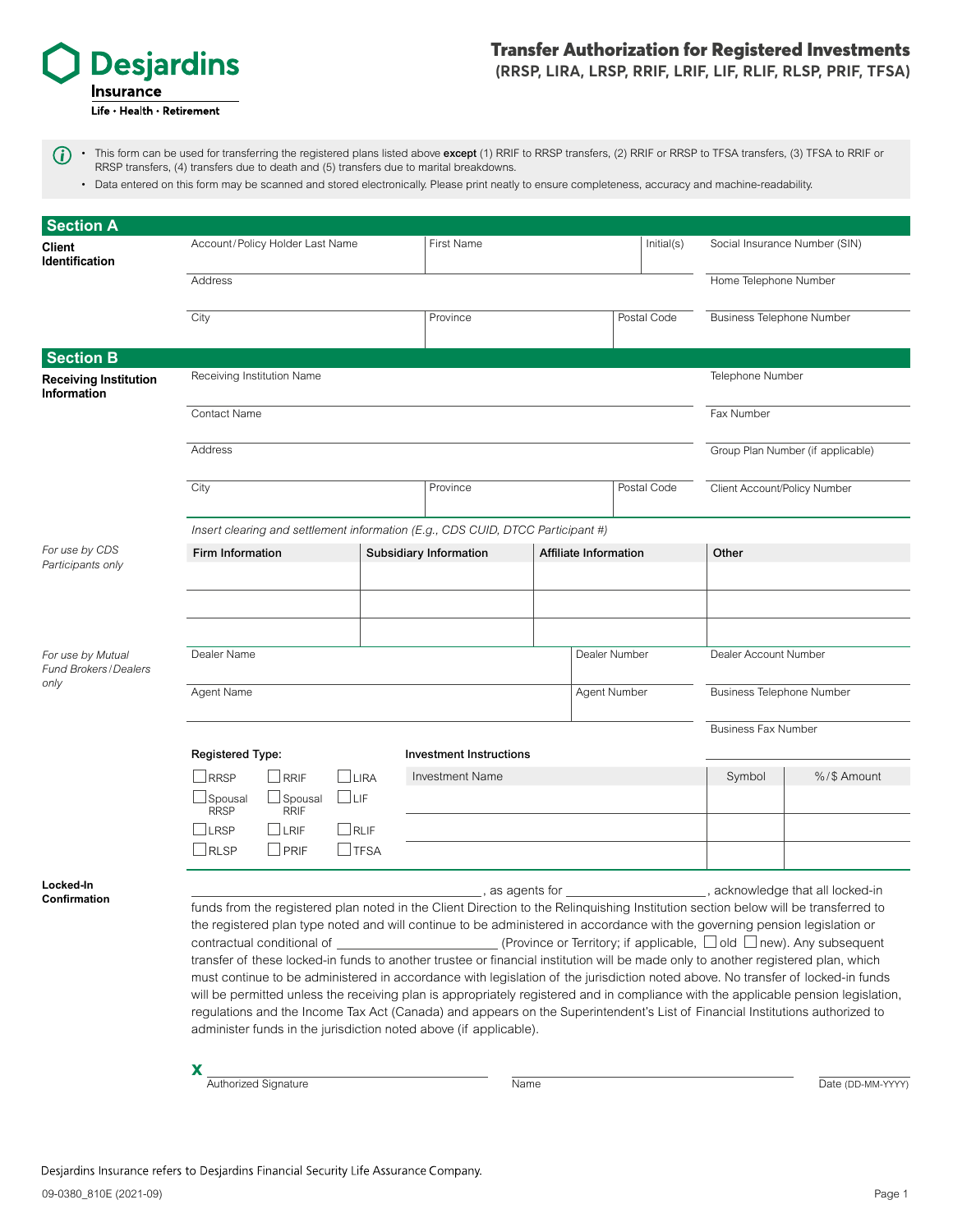Desjardins Insurance

Life • Health • Retirement

# Transfer Authorization for Registered Investments

## (RRSP, LIRA, LRSP, RRIF, LRIF, LIF, RLIF, RLSP, PRIF, TFSA)

- This form can be used for transferring the registered plans listed above **except** (1) RRIF to RRSP transfers, (2) RRIF or RRSP to TFSA transfers, (3) TFSA to RRIF or RRSP transfers, (4) transfers due to death and (5) transfers due to marital breakdowns.
- Data entered on this form may be scanned and stored electronically. Please print neatly to ensure completeness, accuracy and machine-readability.

## Section A

**Client Identification**

| Account/Policy Holder Last Name | First Name | Initial(s) | Social Insurance Number (SIN) |
|---|---|---|---|
| Address | | | Home Telephone Number |
| City | Province | Postal Code | Business Telephone Number |

## Section B

**Receiving Institution Information**

| Receiving Institution Name | | | Telephone Number |
|---|---|---|---|
| Contact Name | | | Fax Number |
| Address | | | Group Plan Number (if applicable) |
| City | Province | Postal Code | Client Account/Policy Number |

*Insert clearing and settlement information (E.g., CDS CUID, DTCC Participant #)*

*For use by CDS Participants only*

| Firm Information | Subsidiary Information | Affiliate Information | Other |
|---|---|---|---|
| | | | |
| | | | |
| | | | |

*For use by Mutual Fund Brokers/Dealers only*

| Dealer Name | Dealer Number | Dealer Account Number |
|---|---|---|
| Agent Name | Agent Number | Business Telephone Number |
| | | Business Fax Number |

**Registered Type:**

☐ RRSP ☐ RRIF ☐ LIRA
☐ Spousal RRSP ☐ Spousal RRIF ☐ LIF
☐ LRSP ☐ LRIF ☐ RLIF
☐ RLSP ☐ PRIF ☐ TFSA

**Investment Instructions**

| Investment Name | Symbol | %/$ Amount |
|---|---|---|
| | | |
| | | |
| | | |

**Locked-In Confirmation**

________________________, as agents for ________________, acknowledge that all locked-in funds from the registered plan noted in the Client Direction to the Relinquishing Institution section below will be transferred to the registered plan type noted and will continue to be administered in accordance with the governing pension legislation or contractual conditional of ________________ (Province or Territory; if applicable, ☐ old ☐ new). Any subsequent transfer of these locked-in funds to another trustee or financial institution will be made only to another registered plan, which must continue to be administered in accordance with legislation of the jurisdiction noted above. No transfer of locked-in funds will be permitted unless the receiving plan is appropriately registered and in compliance with the applicable pension legislation, regulations and the Income Tax Act (Canada) and appears on the Superintendent's List of Financial Institutions authorized to administer funds in the jurisdiction noted above (if applicable).

X ________________________ Authorized Signature

________________________ Name

________________ Date (DD-MM-YYYY)

Desjardins Insurance refers to Desjardins Financial Security Life Assurance Company.

09-0380_810E (2021-09)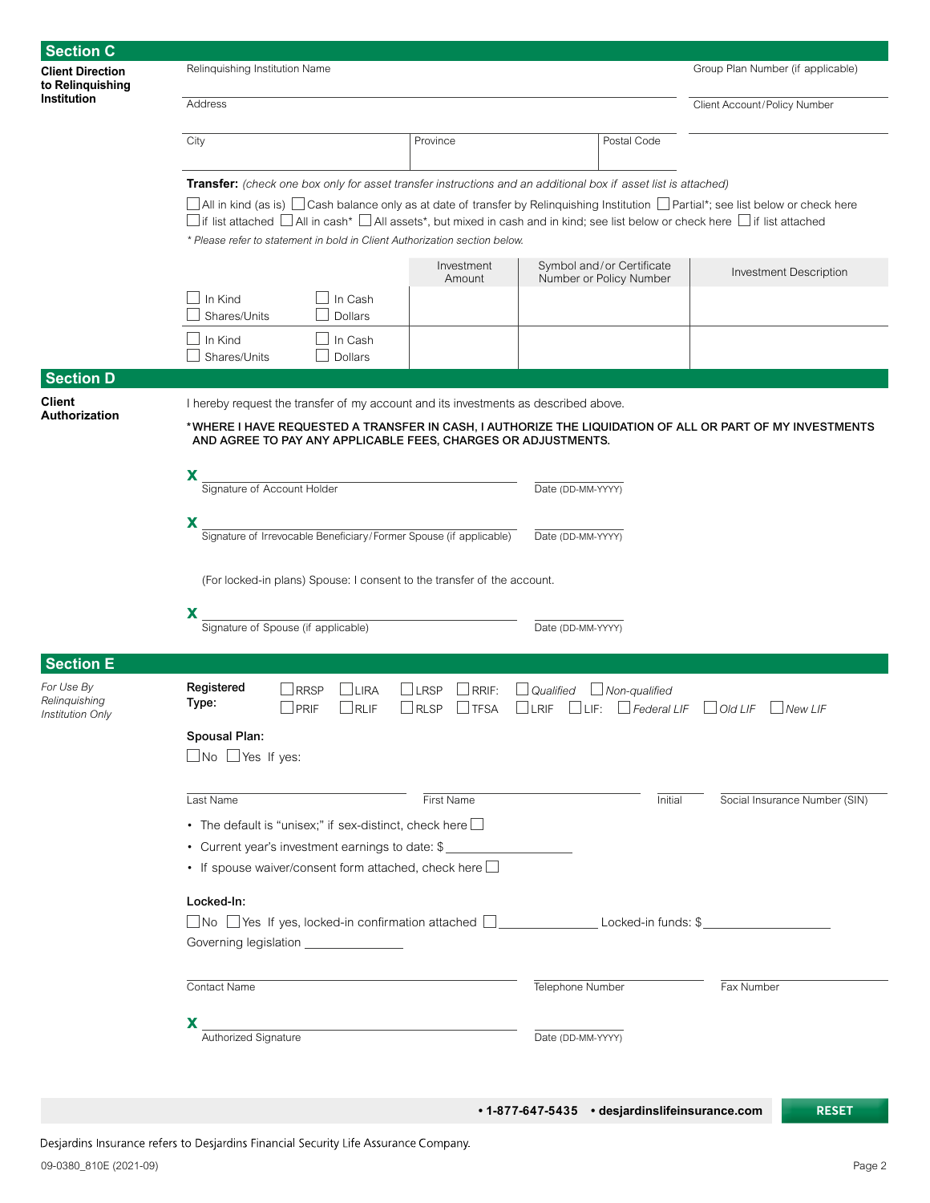## Section C

**Client Direction to Relinquishing Institution**

Relinquishing Institution Name

Group Plan Number (if applicable)

Address

Client Account/Policy Number

City | Province | Postal Code

**Transfer:** *(check one box only for asset transfer instructions and an additional box if asset list is attached)*

☐ All in kind (as is) ☐ Cash balance only as at date of transfer by Relinquishing Institution ☐ Partial*; see list below or check here ☐ if list attached ☐ All in cash* ☐ All assets*, but mixed in cash and in kind; see list below or check here ☐ if list attached

*\* Please refer to statement in bold in Client Authorization section below.*

| | | Investment Amount | Symbol and/or Certificate Number or Policy Number | Investment Description |
|---|---|---|---|---|
| ☐ In Kind ☐ Shares/Units | ☐ In Cash ☐ Dollars | | | |
| ☐ In Kind ☐ Shares/Units | ☐ In Cash ☐ Dollars | | | |

## Section D

**Client Authorization**

I hereby request the transfer of my account and its investments as described above.

**\*WHERE I HAVE REQUESTED A TRANSFER IN CASH, I AUTHORIZE THE LIQUIDATION OF ALL OR PART OF MY INVESTMENTS AND AGREE TO PAY ANY APPLICABLE FEES, CHARGES OR ADJUSTMENTS.**

X ______________________ Signature of Account Holder — Date (DD-MM-YYYY)

X ______________________ Signature of Irrevocable Beneficiary/Former Spouse (if applicable) — Date (DD-MM-YYYY)

(For locked-in plans) Spouse: I consent to the transfer of the account.

X ______________________ Signature of Spouse (if applicable) — Date (DD-MM-YYYY)

## Section E

*For Use By Relinquishing Institution Only*

**Registered Type:** ☐ RRSP ☐ LIRA ☐ LRSP ☐ RRIF: ☐ *Qualified* ☐ *Non-qualified* ☐ PRIF ☐ RLIF ☐ RLSP ☐ TFSA ☐ LRIF ☐ LIF: ☐ *Federal LIF* ☐ *Old LIF* ☐ *New LIF*

**Spousal Plan:**

☐ No ☐ Yes If yes:

Last Name | First Name | Initial | Social Insurance Number (SIN)

- The default is "unisex;" if sex-distinct, check here ☐
- Current year's investment earnings to date: $ __________
- If spouse waiver/consent form attached, check here ☐

**Locked-In:**

☐ No ☐ Yes If yes, locked-in confirmation attached ☐ __________ Locked-in funds: $ __________

Governing legislation __________

Contact Name | Telephone Number | Fax Number

X ______________________ Authorized Signature — Date (DD-MM-YYYY)

• 1-877-647-5435 • desjardinslifeinsurance.com

RESET

Desjardins Insurance refers to Desjardins Financial Security Life Assurance Company.

09-0380_810E (2021-09)